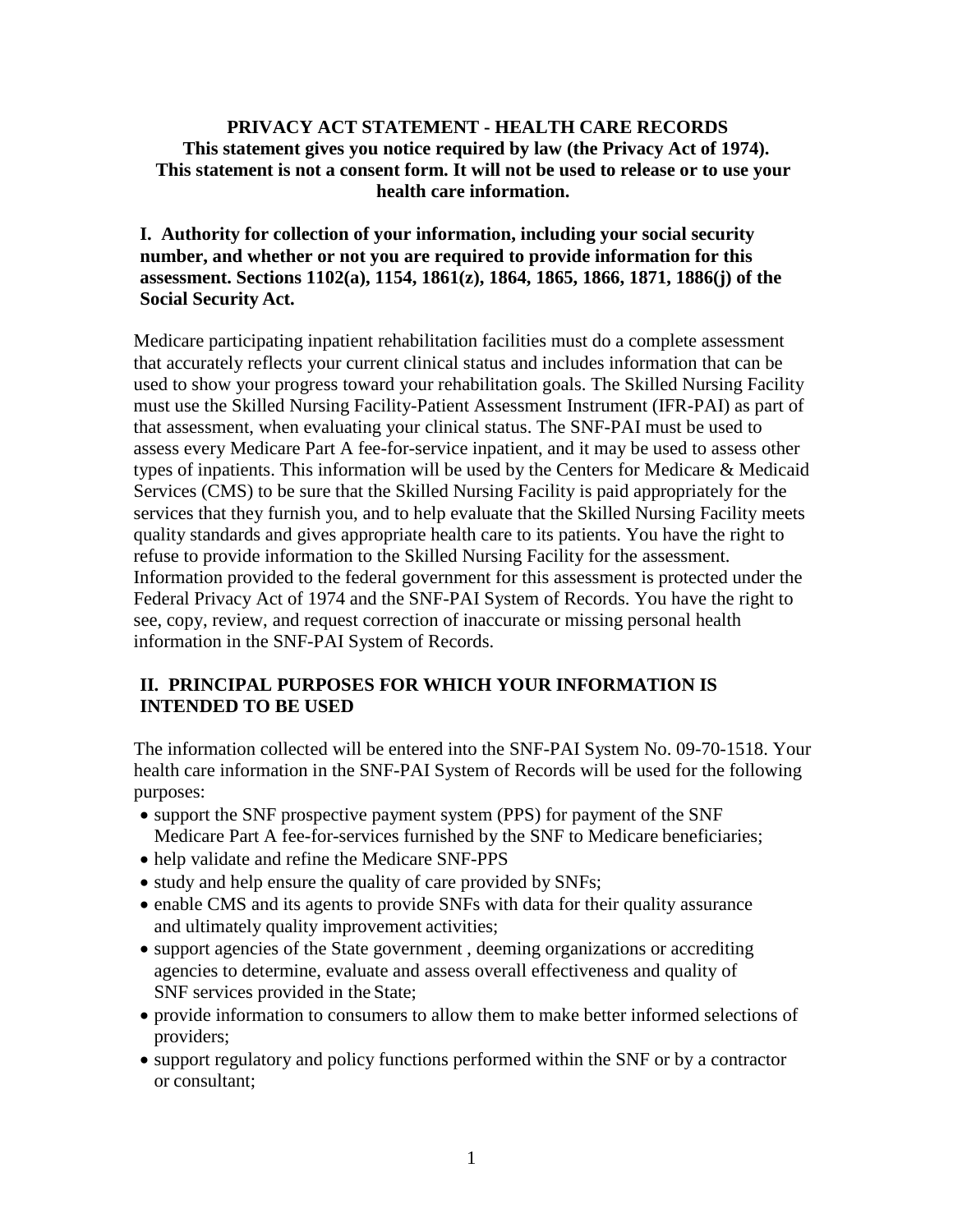**PRIVACY ACT STATEMENT - HEALTH CARE RECORDS**

**This statement gives you notice required by law (the Privacy Act of 1974). This statement is not a consent form. It will not be used to release or to use your health care information.**

## I. Authority for collection of your information, including your social security number, and whether or not you are required to provide information for this assessment. Sections 1102(a), 1154, 1861(z), 1864, 1865, 1866, 1871, 1886(j) of the Social Security Act.

Medicare participating inpatient rehabilitation facilities must do a complete assessment that accurately reflects your current clinical status and includes information that can be used to show your progress toward your rehabilitation goals. The Skilled Nursing Facility must use the Skilled Nursing Facility-Patient Assessment Instrument (IFR-PAI) as part of that assessment, when evaluating your clinical status. The SNF-PAI must be used to assess every Medicare Part A fee-for-service inpatient, and it may be used to assess other types of inpatients. This information will be used by the Centers for Medicare & Medicaid Services (CMS) to be sure that the Skilled Nursing Facility is paid appropriately for the services that they furnish you, and to help evaluate that the Skilled Nursing Facility meets quality standards and gives appropriate health care to its patients. You have the right to refuse to provide information to the Skilled Nursing Facility for the assessment. Information provided to the federal government for this assessment is protected under the Federal Privacy Act of 1974 and the SNF-PAI System of Records. You have the right to see, copy, review, and request correction of inaccurate or missing personal health information in the SNF-PAI System of Records.

## II. PRINCIPAL PURPOSES FOR WHICH YOUR INFORMATION IS INTENDED TO BE USED

The information collected will be entered into the SNF-PAI System No. 09-70-1518. Your health care information in the SNF-PAI System of Records will be used for the following purposes:

- support the SNF prospective payment system (PPS) for payment of the SNF Medicare Part A fee-for-services furnished by the SNF to Medicare beneficiaries;
- help validate and refine the Medicare SNF-PPS
- study and help ensure the quality of care provided by SNFs;
- enable CMS and its agents to provide SNFs with data for their quality assurance and ultimately quality improvement activities;
- support agencies of the State government , deeming organizations or accrediting agencies to determine, evaluate and assess overall effectiveness and quality of SNF services provided in the State;
- provide information to consumers to allow them to make better informed selections of providers;
- support regulatory and policy functions performed within the SNF or by a contractor or consultant;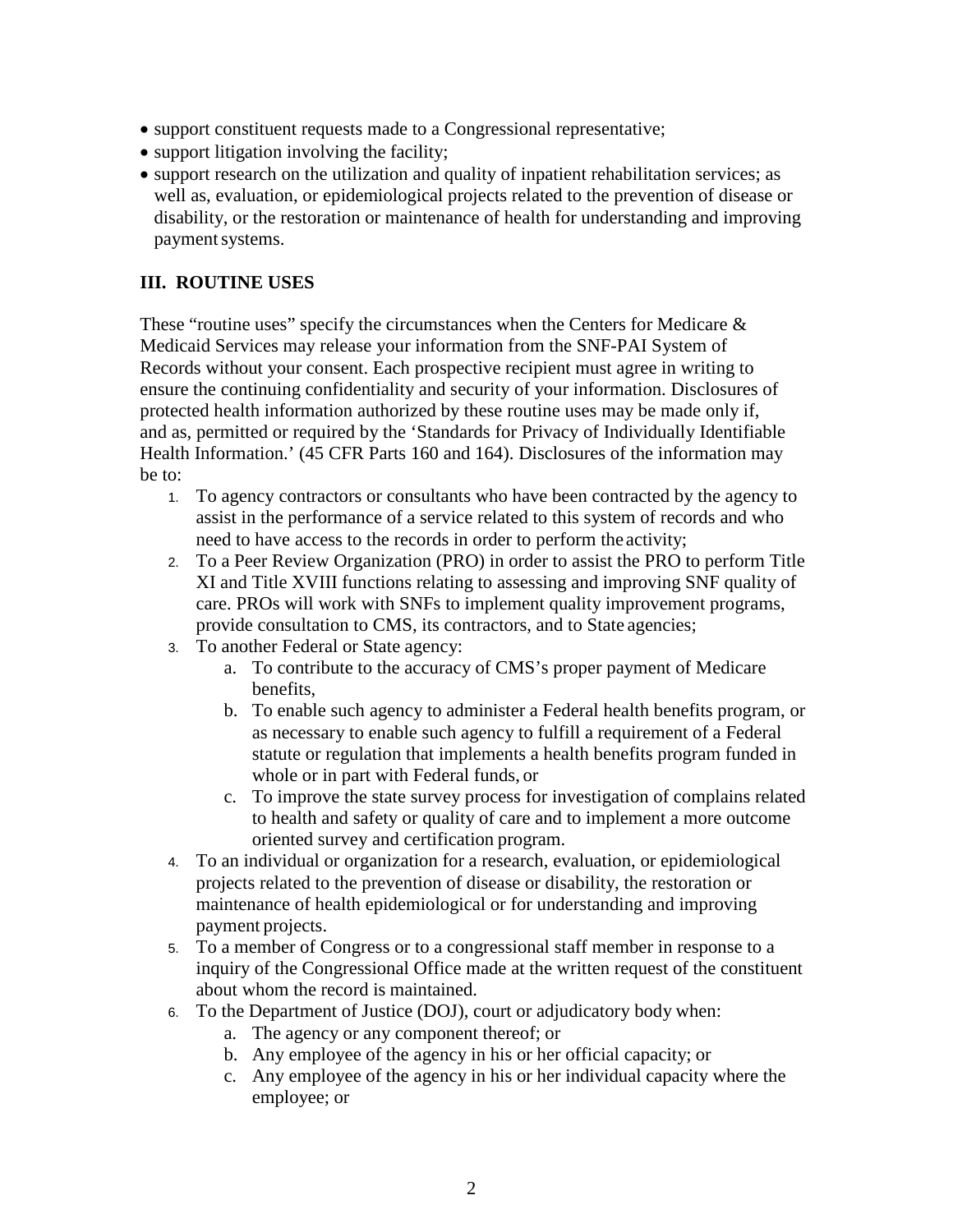- support constituent requests made to a Congressional representative;
- support litigation involving the facility;
- support research on the utilization and quality of inpatient rehabilitation services; as well as, evaluation, or epidemiological projects related to the prevention of disease or disability, or the restoration or maintenance of health for understanding and improving payment systems.

### III. ROUTINE USES

These "routine uses" specify the circumstances when the Centers for Medicare & Medicaid Services may release your information from the SNF-PAI System of Records without your consent. Each prospective recipient must agree in writing to ensure the continuing confidentiality and security of your information. Disclosures of protected health information authorized by these routine uses may be made only if, and as, permitted or required by the 'Standards for Privacy of Individually Identifiable Health Information.' (45 CFR Parts 160 and 164). Disclosures of the information may be to:

1. To agency contractors or consultants who have been contracted by the agency to assist in the performance of a service related to this system of records and who need to have access to the records in order to perform the activity;
2. To a Peer Review Organization (PRO) in order to assist the PRO to perform Title XI and Title XVIII functions relating to assessing and improving SNF quality of care. PROs will work with SNFs to implement quality improvement programs, provide consultation to CMS, its contractors, and to State agencies;
3. To another Federal or State agency:
   a. To contribute to the accuracy of CMS's proper payment of Medicare benefits,
   b. To enable such agency to administer a Federal health benefits program, or as necessary to enable such agency to fulfill a requirement of a Federal statute or regulation that implements a health benefits program funded in whole or in part with Federal funds, or
   c. To improve the state survey process for investigation of complains related to health and safety or quality of care and to implement a more outcome oriented survey and certification program.
4. To an individual or organization for a research, evaluation, or epidemiological projects related to the prevention of disease or disability, the restoration or maintenance of health epidemiological or for understanding and improving payment projects.
5. To a member of Congress or to a congressional staff member in response to a inquiry of the Congressional Office made at the written request of the constituent about whom the record is maintained.
6. To the Department of Justice (DOJ), court or adjudicatory body when:
   a. The agency or any component thereof; or
   b. Any employee of the agency in his or her official capacity; or
   c. Any employee of the agency in his or her individual capacity where the employee; or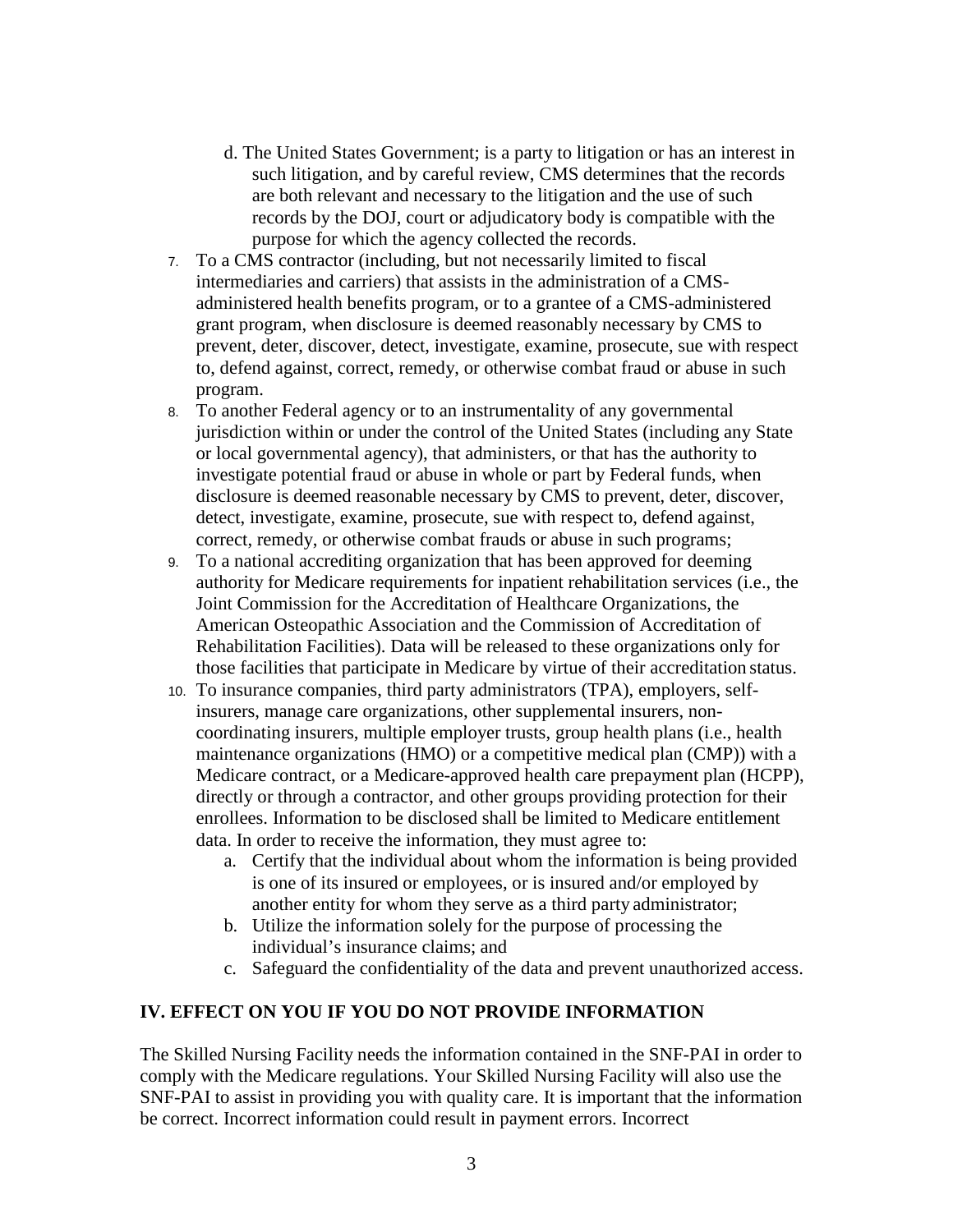d. The United States Government; is a party to litigation or has an interest in such litigation, and by careful review, CMS determines that the records are both relevant and necessary to the litigation and the use of such records by the DOJ, court or adjudicatory body is compatible with the purpose for which the agency collected the records.

7. To a CMS contractor (including, but not necessarily limited to fiscal intermediaries and carriers) that assists in the administration of a CMS-administered health benefits program, or to a grantee of a CMS-administered grant program, when disclosure is deemed reasonably necessary by CMS to prevent, deter, discover, detect, investigate, examine, prosecute, sue with respect to, defend against, correct, remedy, or otherwise combat fraud or abuse in such program.
8. To another Federal agency or to an instrumentality of any governmental jurisdiction within or under the control of the United States (including any State or local governmental agency), that administers, or that has the authority to investigate potential fraud or abuse in whole or part by Federal funds, when disclosure is deemed reasonable necessary by CMS to prevent, deter, discover, detect, investigate, examine, prosecute, sue with respect to, defend against, correct, remedy, or otherwise combat frauds or abuse in such programs;
9. To a national accrediting organization that has been approved for deeming authority for Medicare requirements for inpatient rehabilitation services (i.e., the Joint Commission for the Accreditation of Healthcare Organizations, the American Osteopathic Association and the Commission of Accreditation of Rehabilitation Facilities). Data will be released to these organizations only for those facilities that participate in Medicare by virtue of their accreditation status.
10. To insurance companies, third party administrators (TPA), employers, self-insurers, manage care organizations, other supplemental insurers, non-coordinating insurers, multiple employer trusts, group health plans (i.e., health maintenance organizations (HMO) or a competitive medical plan (CMP)) with a Medicare contract, or a Medicare-approved health care prepayment plan (HCPP), directly or through a contractor, and other groups providing protection for their enrollees. Information to be disclosed shall be limited to Medicare entitlement data. In order to receive the information, they must agree to:
    a. Certify that the individual about whom the information is being provided is one of its insured or employees, or is insured and/or employed by another entity for whom they serve as a third party administrator;
    b. Utilize the information solely for the purpose of processing the individual's insurance claims; and
    c. Safeguard the confidentiality of the data and prevent unauthorized access.

## IV. EFFECT ON YOU IF YOU DO NOT PROVIDE INFORMATION

The Skilled Nursing Facility needs the information contained in the SNF-PAI in order to comply with the Medicare regulations. Your Skilled Nursing Facility will also use the SNF-PAI to assist in providing you with quality care. It is important that the information be correct. Incorrect information could result in payment errors. Incorrect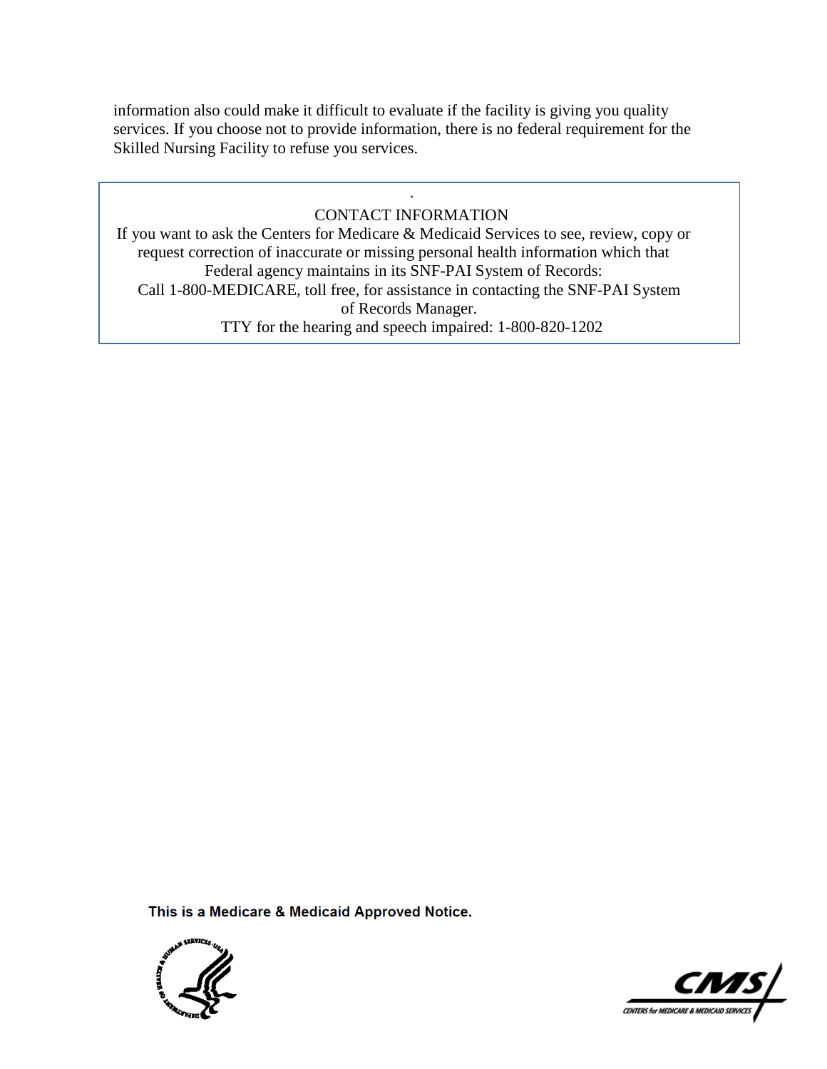information also could make it difficult to evaluate if the facility is giving you quality services. If you choose not to provide information, there is no federal requirement for the Skilled Nursing Facility to refuse you services.

.

CONTACT INFORMATION

If you want to ask the Centers for Medicare & Medicaid Services to see, review, copy or request correction of inaccurate or missing personal health information which that Federal agency maintains in its SNF-PAI System of Records:

Call 1-800-MEDICARE, toll free, for assistance in contacting the SNF-PAI System of Records Manager.

TTY for the hearing and speech impaired: 1-800-820-1202

**This is a Medicare & Medicaid Approved Notice.**